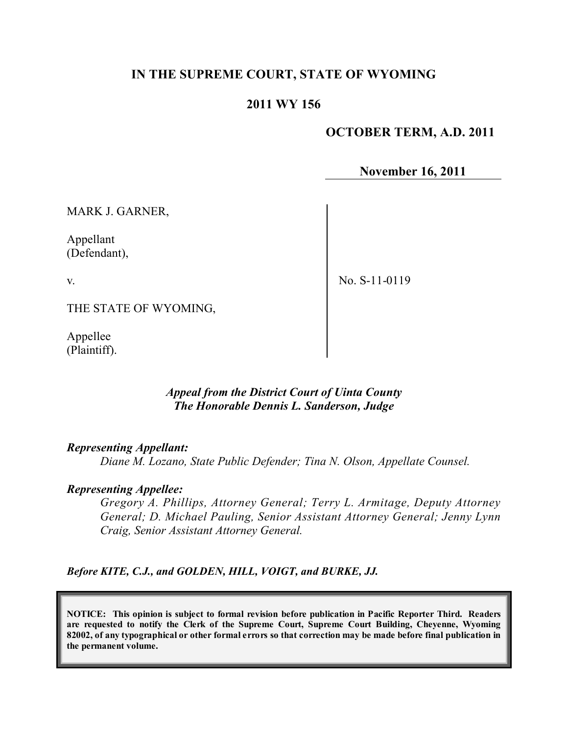**IN THE SUPREME COURT, STATE OF WYOMING**

**2011 WY 156**

**OCTOBER TERM, A.D. 2011**

**November 16, 2011**

MARK J. GARNER,

Appellant
(Defendant),

v.

THE STATE OF WYOMING,

Appellee
(Plaintiff).

No. S-11-0119

***Appeal from the District Court of Uinta County***
***The Honorable Dennis L. Sanderson, Judge***

***Representing Appellant:***

*Diane M. Lozano, State Public Defender; Tina N. Olson, Appellate Counsel.*

***Representing Appellee:***

*Gregory A. Phillips, Attorney General; Terry L. Armitage, Deputy Attorney General; D. Michael Pauling, Senior Assistant Attorney General; Jenny Lynn Craig, Senior Assistant Attorney General.*

***Before KITE, C.J., and GOLDEN, HILL, VOIGT, and BURKE, JJ.***

**NOTICE: This opinion is subject to formal revision before publication in Pacific Reporter Third. Readers are requested to notify the Clerk of the Supreme Court, Supreme Court Building, Cheyenne, Wyoming 82002, of any typographical or other formal errors so that correction may be made before final publication in the permanent volume.**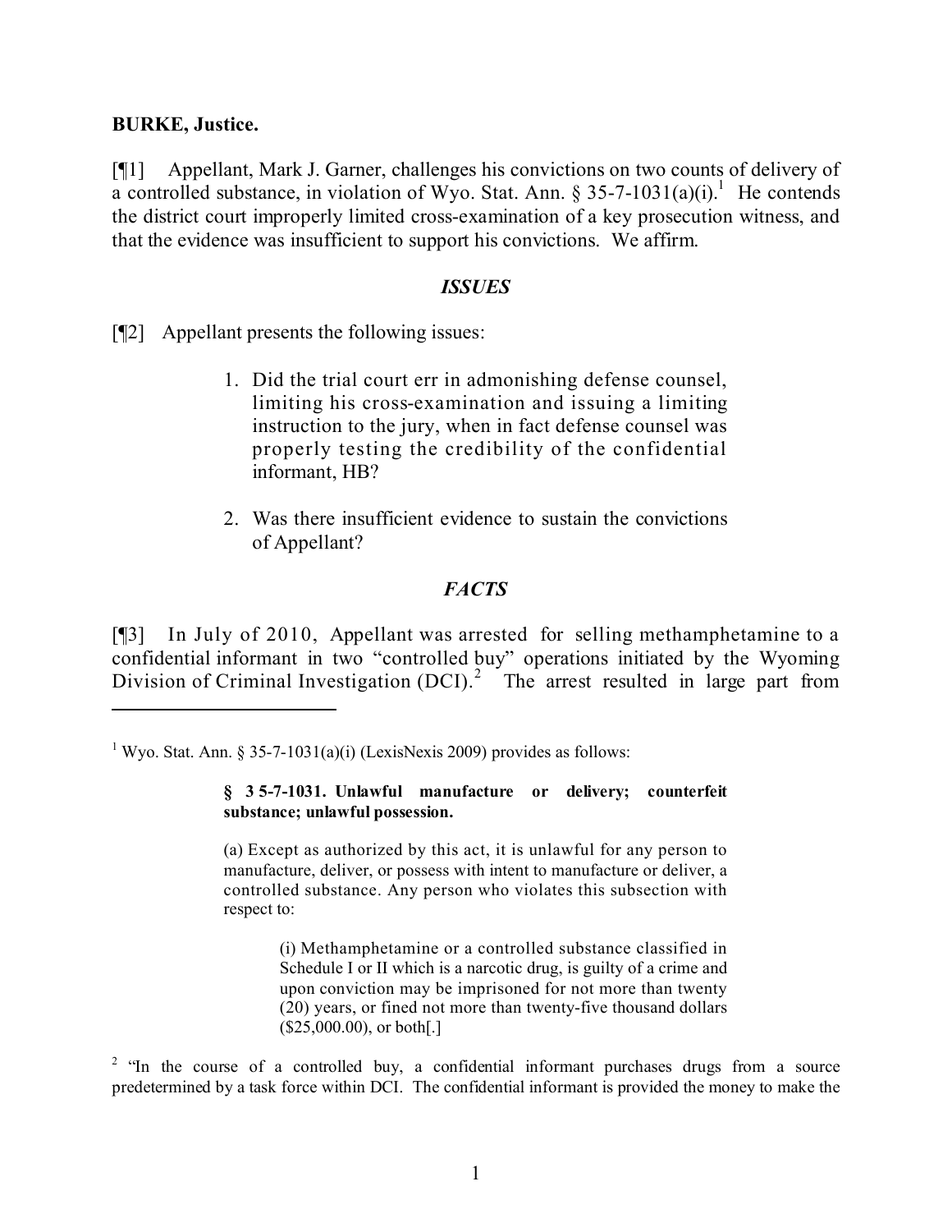**BURKE, Justice.**

[¶1] Appellant, Mark J. Garner, challenges his convictions on two counts of delivery of a controlled substance, in violation of Wyo. Stat. Ann. § 35-7-1031(a)(i).[1] He contends the district court improperly limited cross-examination of a key prosecution witness, and that the evidence was insufficient to support his convictions. We affirm.

### *ISSUES*

[¶2] Appellant presents the following issues:

> 1. Did the trial court err in admonishing defense counsel, limiting his cross-examination and issuing a limiting instruction to the jury, when in fact defense counsel was properly testing the credibility of the confidential informant, HB?
>
> 2. Was there insufficient evidence to sustain the convictions of Appellant?

### *FACTS*

[¶3] In July of 2010, Appellant was arrested for selling methamphetamine to a confidential informant in two "controlled buy" operations initiated by the Wyoming Division of Criminal Investigation (DCI).[2] The arrest resulted in large part from

---

[1] Wyo. Stat. Ann. § 35-7-1031(a)(i) (LexisNexis 2009) provides as follows:

> **§ 35-7-1031. Unlawful manufacture or delivery; counterfeit substance; unlawful possession.**
>
> (a) Except as authorized by this act, it is unlawful for any person to manufacture, deliver, or possess with intent to manufacture or deliver, a controlled substance. Any person who violates this subsection with respect to:
>
> > (i) Methamphetamine or a controlled substance classified in Schedule I or II which is a narcotic drug, is guilty of a crime and upon conviction may be imprisoned for not more than twenty (20) years, or fined not more than twenty-five thousand dollars ($25,000.00), or both[.]

[2] "In the course of a controlled buy, a confidential informant purchases drugs from a source predetermined by a task force within DCI. The confidential informant is provided the money to make the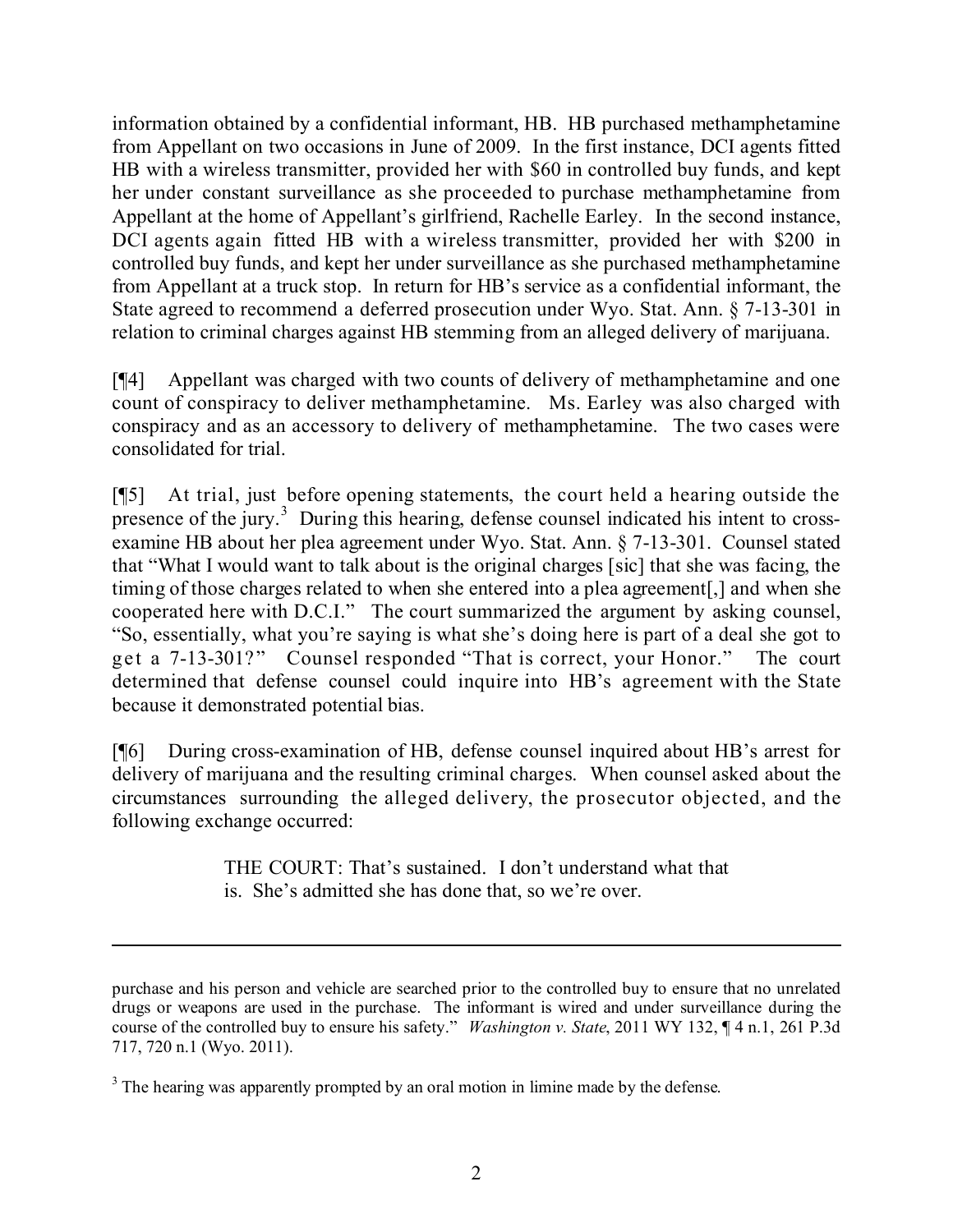information obtained by a confidential informant, HB. HB purchased methamphetamine from Appellant on two occasions in June of 2009. In the first instance, DCI agents fitted HB with a wireless transmitter, provided her with $60 in controlled buy funds, and kept her under constant surveillance as she proceeded to purchase methamphetamine from Appellant at the home of Appellant's girlfriend, Rachelle Earley. In the second instance, DCI agents again fitted HB with a wireless transmitter, provided her with $200 in controlled buy funds, and kept her under surveillance as she purchased methamphetamine from Appellant at a truck stop. In return for HB's service as a confidential informant, the State agreed to recommend a deferred prosecution under Wyo. Stat. Ann. § 7-13-301 in relation to criminal charges against HB stemming from an alleged delivery of marijuana.

[¶4] Appellant was charged with two counts of delivery of methamphetamine and one count of conspiracy to deliver methamphetamine. Ms. Earley was also charged with conspiracy and as an accessory to delivery of methamphetamine. The two cases were consolidated for trial.

[¶5] At trial, just before opening statements, the court held a hearing outside the presence of the jury.[3] During this hearing, defense counsel indicated his intent to cross-examine HB about her plea agreement under Wyo. Stat. Ann. § 7-13-301. Counsel stated that "What I would want to talk about is the original charges [sic] that she was facing, the timing of those charges related to when she entered into a plea agreement[,] and when she cooperated here with D.C.I." The court summarized the argument by asking counsel, "So, essentially, what you're saying is what she's doing here is part of a deal she got to get a 7-13-301?" Counsel responded "That is correct, your Honor." The court determined that defense counsel could inquire into HB's agreement with the State because it demonstrated potential bias.

[¶6] During cross-examination of HB, defense counsel inquired about HB's arrest for delivery of marijuana and the resulting criminal charges. When counsel asked about the circumstances surrounding the alleged delivery, the prosecutor objected, and the following exchange occurred:

> THE COURT: That's sustained. I don't understand what that is. She's admitted she has done that, so we're over.

---

purchase and his person and vehicle are searched prior to the controlled buy to ensure that no unrelated drugs or weapons are used in the purchase. The informant is wired and under surveillance during the course of the controlled buy to ensure his safety." *Washington v. State*, 2011 WY 132, ¶ 4 n.1, 261 P.3d 717, 720 n.1 (Wyo. 2011).

[3] The hearing was apparently prompted by an oral motion in limine made by the defense.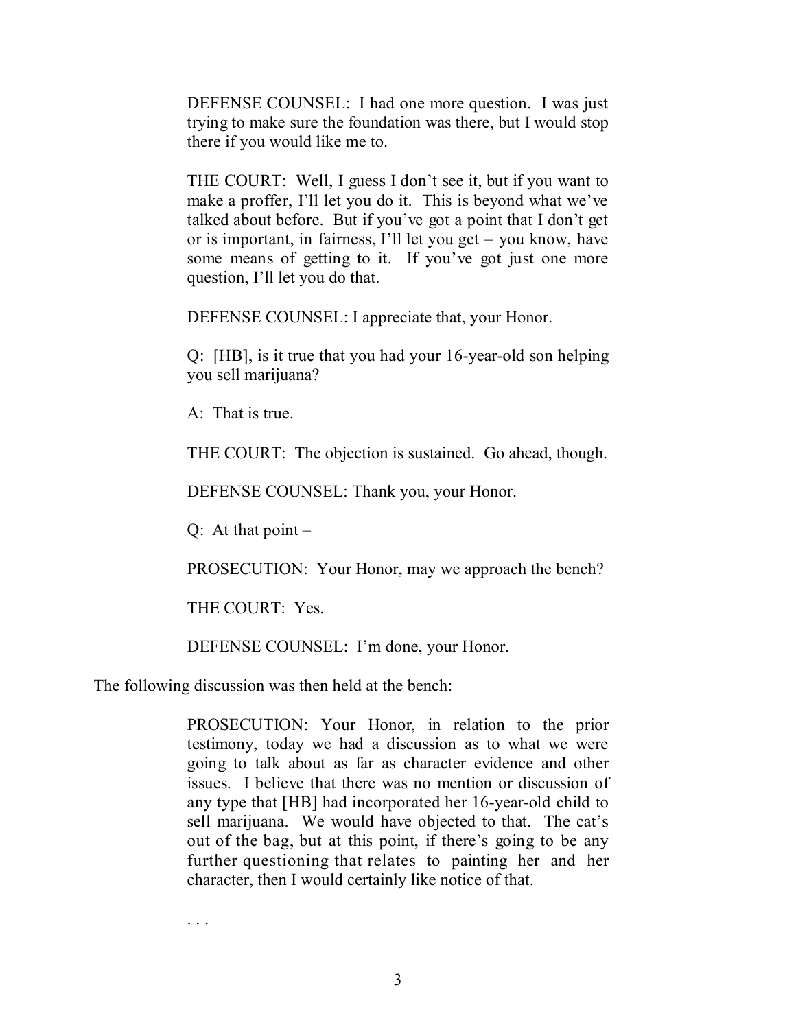> DEFENSE COUNSEL: I had one more question. I was just trying to make sure the foundation was there, but I would stop there if you would like me to.
>
> THE COURT: Well, I guess I don't see it, but if you want to make a proffer, I'll let you do it. This is beyond what we've talked about before. But if you've got a point that I don't get or is important, in fairness, I'll let you get – you know, have some means of getting to it. If you've got just one more question, I'll let you do that.
>
> DEFENSE COUNSEL: I appreciate that, your Honor.
>
> Q: [HB], is it true that you had your 16-year-old son helping you sell marijuana?
>
> A: That is true.
>
> THE COURT: The objection is sustained. Go ahead, though.
>
> DEFENSE COUNSEL: Thank you, your Honor.
>
> Q: At that point –
>
> PROSECUTION: Your Honor, may we approach the bench?
>
> THE COURT: Yes.
>
> DEFENSE COUNSEL: I'm done, your Honor.

The following discussion was then held at the bench:

> PROSECUTION: Your Honor, in relation to the prior testimony, today we had a discussion as to what we were going to talk about as far as character evidence and other issues. I believe that there was no mention or discussion of any type that [HB] had incorporated her 16-year-old child to sell marijuana. We would have objected to that. The cat's out of the bag, but at this point, if there's going to be any further questioning that relates to painting her and her character, then I would certainly like notice of that.
>
> . . .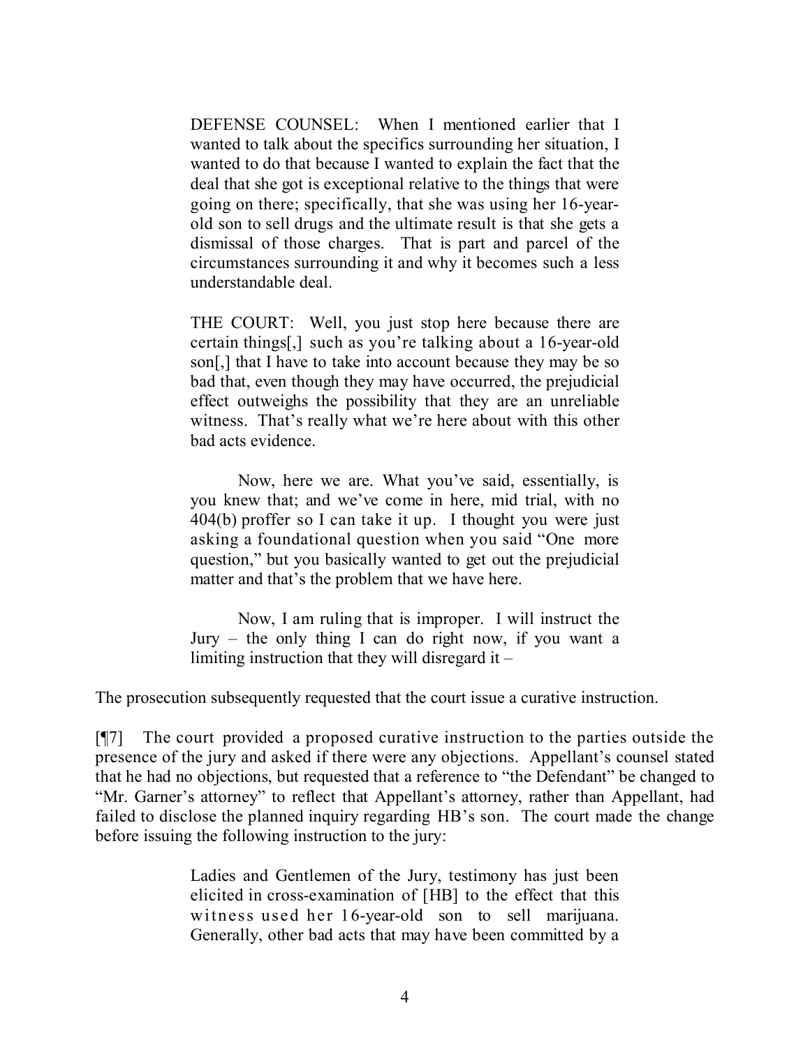> DEFENSE COUNSEL: When I mentioned earlier that I wanted to talk about the specifics surrounding her situation, I wanted to do that because I wanted to explain the fact that the deal that she got is exceptional relative to the things that were going on there; specifically, that she was using her 16-year-old son to sell drugs and the ultimate result is that she gets a dismissal of those charges. That is part and parcel of the circumstances surrounding it and why it becomes such a less understandable deal.
>
> THE COURT: Well, you just stop here because there are certain things[,] such as you're talking about a 16-year-old son[,] that I have to take into account because they may be so bad that, even though they may have occurred, the prejudicial effect outweighs the possibility that they are an unreliable witness. That's really what we're here about with this other bad acts evidence.
>
> Now, here we are. What you've said, essentially, is you knew that; and we've come in here, mid trial, with no 404(b) proffer so I can take it up. I thought you were just asking a foundational question when you said "One more question," but you basically wanted to get out the prejudicial matter and that's the problem that we have here.
>
> Now, I am ruling that is improper. I will instruct the Jury – the only thing I can do right now, if you want a limiting instruction that they will disregard it –

The prosecution subsequently requested that the court issue a curative instruction.

[¶7] The court provided a proposed curative instruction to the parties outside the presence of the jury and asked if there were any objections. Appellant's counsel stated that he had no objections, but requested that a reference to "the Defendant" be changed to "Mr. Garner's attorney" to reflect that Appellant's attorney, rather than Appellant, had failed to disclose the planned inquiry regarding HB's son. The court made the change before issuing the following instruction to the jury:

> Ladies and Gentlemen of the Jury, testimony has just been elicited in cross-examination of [HB] to the effect that this witness used her 16-year-old son to sell marijuana. Generally, other bad acts that may have been committed by a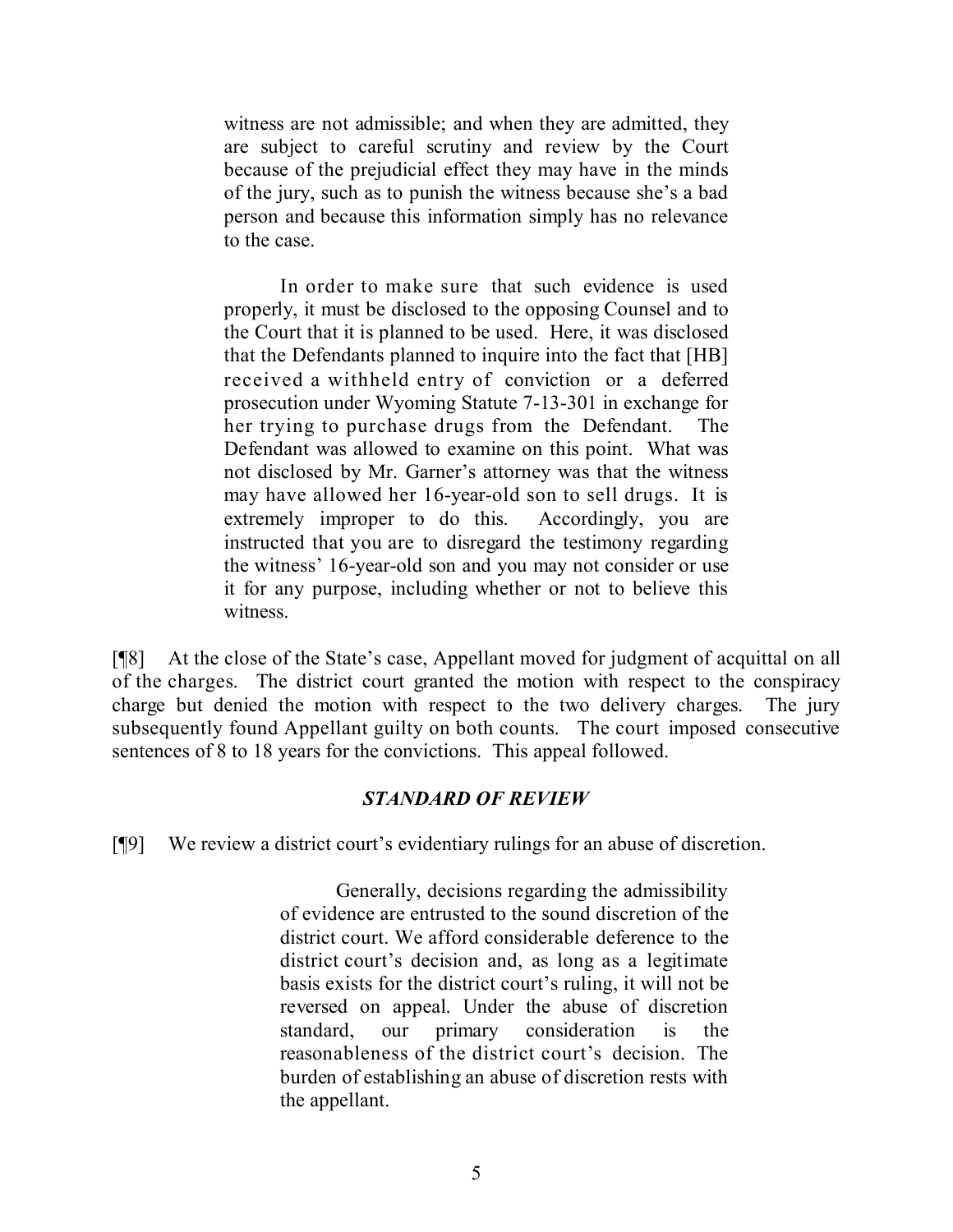> witness are not admissible; and when they are admitted, they are subject to careful scrutiny and review by the Court because of the prejudicial effect they may have in the minds of the jury, such as to punish the witness because she's a bad person and because this information simply has no relevance to the case.
>
> In order to make sure that such evidence is used properly, it must be disclosed to the opposing Counsel and to the Court that it is planned to be used. Here, it was disclosed that the Defendants planned to inquire into the fact that [HB] received a withheld entry of conviction or a deferred prosecution under Wyoming Statute 7-13-301 in exchange for her trying to purchase drugs from the Defendant. The Defendant was allowed to examine on this point. What was not disclosed by Mr. Garner's attorney was that the witness may have allowed her 16-year-old son to sell drugs. It is extremely improper to do this. Accordingly, you are instructed that you are to disregard the testimony regarding the witness' 16-year-old son and you may not consider or use it for any purpose, including whether or not to believe this witness.

[¶8] At the close of the State's case, Appellant moved for judgment of acquittal on all of the charges. The district court granted the motion with respect to the conspiracy charge but denied the motion with respect to the two delivery charges. The jury subsequently found Appellant guilty on both counts. The court imposed consecutive sentences of 8 to 18 years for the convictions. This appeal followed.

### *STANDARD OF REVIEW*

[¶9] We review a district court's evidentiary rulings for an abuse of discretion.

> Generally, decisions regarding the admissibility of evidence are entrusted to the sound discretion of the district court. We afford considerable deference to the district court's decision and, as long as a legitimate basis exists for the district court's ruling, it will not be reversed on appeal. Under the abuse of discretion standard, our primary consideration is the reasonableness of the district court's decision. The burden of establishing an abuse of discretion rests with the appellant.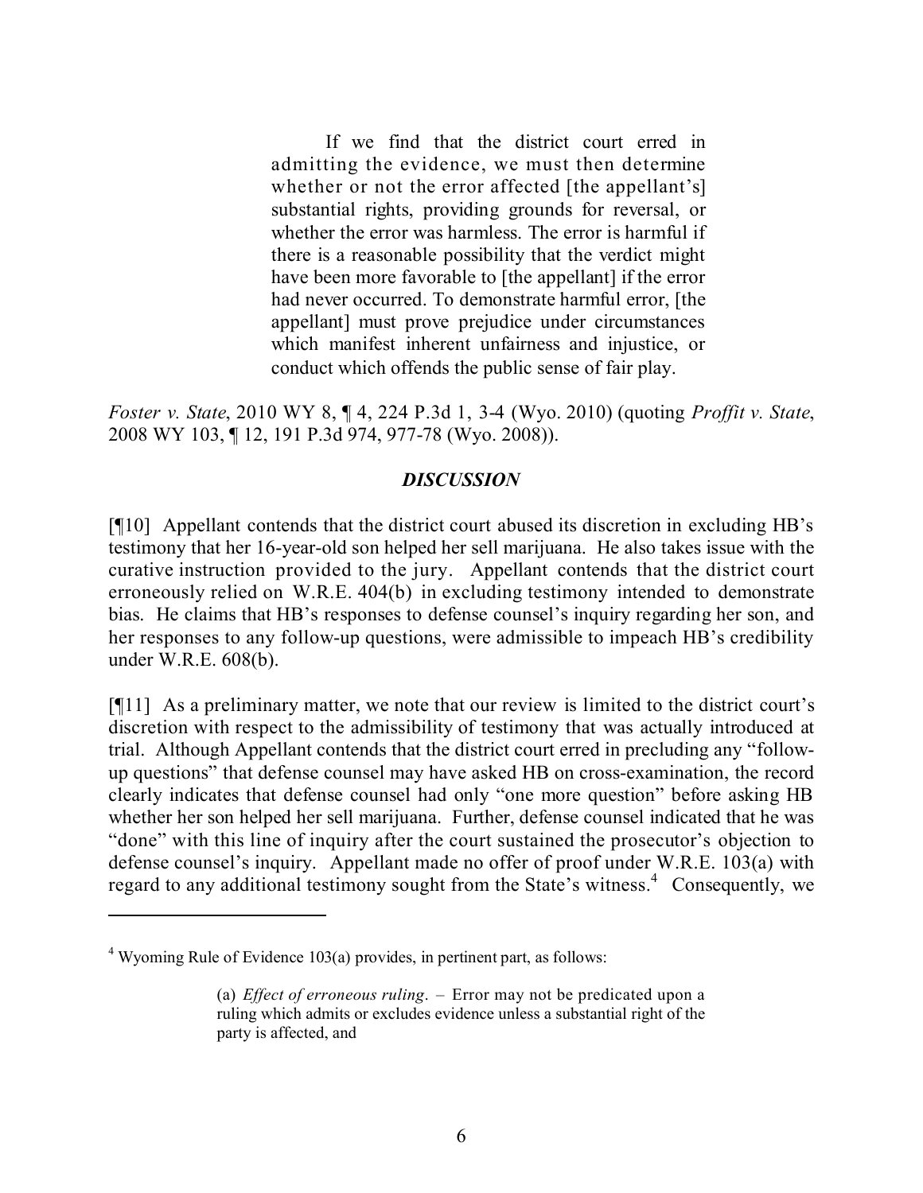> If we find that the district court erred in admitting the evidence, we must then determine whether or not the error affected [the appellant's] substantial rights, providing grounds for reversal, or whether the error was harmless. The error is harmful if there is a reasonable possibility that the verdict might have been more favorable to [the appellant] if the error had never occurred. To demonstrate harmful error, [the appellant] must prove prejudice under circumstances which manifest inherent unfairness and injustice, or conduct which offends the public sense of fair play.

*Foster v. State*, 2010 WY 8, ¶ 4, 224 P.3d 1, 3-4 (Wyo. 2010) (quoting *Proffit v. State*, 2008 WY 103, ¶ 12, 191 P.3d 974, 977-78 (Wyo. 2008)).

## *DISCUSSION*

[¶10] Appellant contends that the district court abused its discretion in excluding HB's testimony that her 16-year-old son helped her sell marijuana. He also takes issue with the curative instruction provided to the jury. Appellant contends that the district court erroneously relied on W.R.E. 404(b) in excluding testimony intended to demonstrate bias. He claims that HB's responses to defense counsel's inquiry regarding her son, and her responses to any follow-up questions, were admissible to impeach HB's credibility under W.R.E. 608(b).

[¶11] As a preliminary matter, we note that our review is limited to the district court's discretion with respect to the admissibility of testimony that was actually introduced at trial. Although Appellant contends that the district court erred in precluding any "follow-up questions" that defense counsel may have asked HB on cross-examination, the record clearly indicates that defense counsel had only "one more question" before asking HB whether her son helped her sell marijuana. Further, defense counsel indicated that he was "done" with this line of inquiry after the court sustained the prosecutor's objection to defense counsel's inquiry. Appellant made no offer of proof under W.R.E. 103(a) with regard to any additional testimony sought from the State's witness.[4] Consequently, we

---

[4] Wyoming Rule of Evidence 103(a) provides, in pertinent part, as follows:

> (a) *Effect of erroneous ruling*. – Error may not be predicated upon a ruling which admits or excludes evidence unless a substantial right of the party is affected, and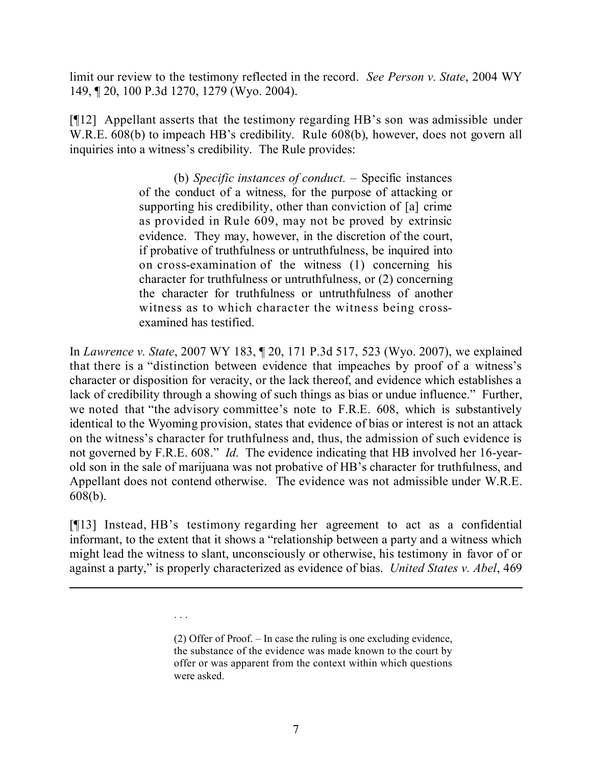limit our review to the testimony reflected in the record. *See Person v. State*, 2004 WY 149, ¶ 20, 100 P.3d 1270, 1279 (Wyo. 2004).

[¶12] Appellant asserts that the testimony regarding HB's son was admissible under W.R.E. 608(b) to impeach HB's credibility. Rule 608(b), however, does not govern all inquiries into a witness's credibility. The Rule provides:

> (b) *Specific instances of conduct.* – Specific instances of the conduct of a witness, for the purpose of attacking or supporting his credibility, other than conviction of [a] crime as provided in Rule 609, may not be proved by extrinsic evidence. They may, however, in the discretion of the court, if probative of truthfulness or untruthfulness, be inquired into on cross-examination of the witness (1) concerning his character for truthfulness or untruthfulness, or (2) concerning the character for truthfulness or untruthfulness of another witness as to which character the witness being cross-examined has testified.

In *Lawrence v. State*, 2007 WY 183, ¶ 20, 171 P.3d 517, 523 (Wyo. 2007), we explained that there is a "distinction between evidence that impeaches by proof of a witness's character or disposition for veracity, or the lack thereof, and evidence which establishes a lack of credibility through a showing of such things as bias or undue influence." Further, we noted that "the advisory committee's note to F.R.E. 608, which is substantively identical to the Wyoming provision, states that evidence of bias or interest is not an attack on the witness's character for truthfulness and, thus, the admission of such evidence is not governed by F.R.E. 608." *Id.* The evidence indicating that HB involved her 16-year-old son in the sale of marijuana was not probative of HB's character for truthfulness, and Appellant does not contend otherwise. The evidence was not admissible under W.R.E. 608(b).

[¶13] Instead, HB's testimony regarding her agreement to act as a confidential informant, to the extent that it shows a "relationship between a party and a witness which might lead the witness to slant, unconsciously or otherwise, his testimony in favor of or against a party," is properly characterized as evidence of bias. *United States v. Abel*, 469

---

> . . .
>
> (2) Offer of Proof. – In case the ruling is one excluding evidence, the substance of the evidence was made known to the court by offer or was apparent from the context within which questions were asked.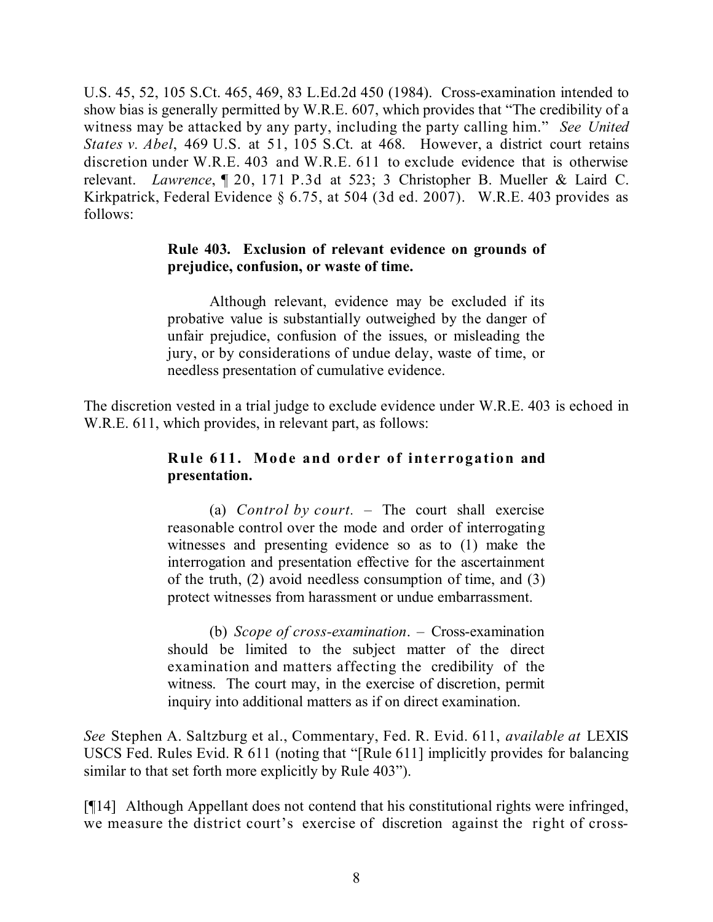U.S. 45, 52, 105 S.Ct. 465, 469, 83 L.Ed.2d 450 (1984). Cross-examination intended to show bias is generally permitted by W.R.E. 607, which provides that "The credibility of a witness may be attacked by any party, including the party calling him." *See United States v. Abel*, 469 U.S. at 51, 105 S.Ct. at 468. However, a district court retains discretion under W.R.E. 403 and W.R.E. 611 to exclude evidence that is otherwise relevant. *Lawrence*, ¶ 20, 171 P.3d at 523; 3 Christopher B. Mueller & Laird C. Kirkpatrick, Federal Evidence § 6.75, at 504 (3d ed. 2007). W.R.E. 403 provides as follows:

> **Rule 403. Exclusion of relevant evidence on grounds of prejudice, confusion, or waste of time.**
>
> Although relevant, evidence may be excluded if its probative value is substantially outweighed by the danger of unfair prejudice, confusion of the issues, or misleading the jury, or by considerations of undue delay, waste of time, or needless presentation of cumulative evidence.

The discretion vested in a trial judge to exclude evidence under W.R.E. 403 is echoed in W.R.E. 611, which provides, in relevant part, as follows:

> **Rule 611. Mode and order of interrogation and presentation.**
>
> (a) *Control by court.* – The court shall exercise reasonable control over the mode and order of interrogating witnesses and presenting evidence so as to (1) make the interrogation and presentation effective for the ascertainment of the truth, (2) avoid needless consumption of time, and (3) protect witnesses from harassment or undue embarrassment.
>
> (b) *Scope of cross-examination*. – Cross-examination should be limited to the subject matter of the direct examination and matters affecting the credibility of the witness. The court may, in the exercise of discretion, permit inquiry into additional matters as if on direct examination.

*See* Stephen A. Saltzburg et al., Commentary, Fed. R. Evid. 611, *available at* LEXIS USCS Fed. Rules Evid. R 611 (noting that "[Rule 611] implicitly provides for balancing similar to that set forth more explicitly by Rule 403").

[¶14] Although Appellant does not contend that his constitutional rights were infringed, we measure the district court's exercise of discretion against the right of cross-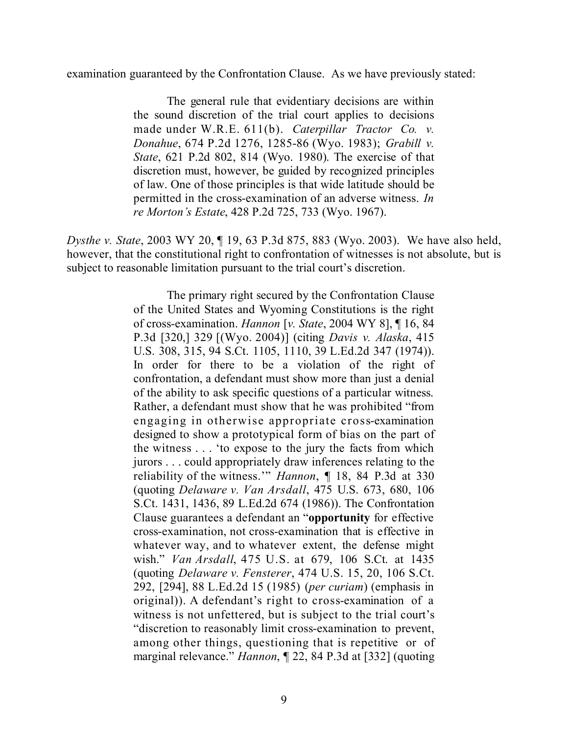examination guaranteed by the Confrontation Clause. As we have previously stated:

> The general rule that evidentiary decisions are within the sound discretion of the trial court applies to decisions made under W.R.E. 611(b). *Caterpillar Tractor Co. v. Donahue*, 674 P.2d 1276, 1285-86 (Wyo. 1983); *Grabill v. State*, 621 P.2d 802, 814 (Wyo. 1980). The exercise of that discretion must, however, be guided by recognized principles of law. One of those principles is that wide latitude should be permitted in the cross-examination of an adverse witness. *In re Morton's Estate*, 428 P.2d 725, 733 (Wyo. 1967).

*Dysthe v. State*, 2003 WY 20, ¶ 19, 63 P.3d 875, 883 (Wyo. 2003). We have also held, however, that the constitutional right to confrontation of witnesses is not absolute, but is subject to reasonable limitation pursuant to the trial court's discretion.

> The primary right secured by the Confrontation Clause of the United States and Wyoming Constitutions is the right of cross-examination. *Hannon* [*v. State*, 2004 WY 8], ¶ 16, 84 P.3d [320,] 329 [(Wyo. 2004)] (citing *Davis v. Alaska*, 415 U.S. 308, 315, 94 S.Ct. 1105, 1110, 39 L.Ed.2d 347 (1974)). In order for there to be a violation of the right of confrontation, a defendant must show more than just a denial of the ability to ask specific questions of a particular witness. Rather, a defendant must show that he was prohibited "from engaging in otherwise appropriate cross-examination designed to show a prototypical form of bias on the part of the witness . . . 'to expose to the jury the facts from which jurors . . . could appropriately draw inferences relating to the reliability of the witness.'" *Hannon*, ¶ 18, 84 P.3d at 330 (quoting *Delaware v. Van Arsdall*, 475 U.S. 673, 680, 106 S.Ct. 1431, 1436, 89 L.Ed.2d 674 (1986)). The Confrontation Clause guarantees a defendant an "**opportunity** for effective cross-examination, not cross-examination that is effective in whatever way, and to whatever extent, the defense might wish." *Van Arsdall*, 475 U.S. at 679, 106 S.Ct. at 1435 (quoting *Delaware v. Fensterer*, 474 U.S. 15, 20, 106 S.Ct. 292, [294], 88 L.Ed.2d 15 (1985) (*per curiam*) (emphasis in original)). A defendant's right to cross-examination of a witness is not unfettered, but is subject to the trial court's "discretion to reasonably limit cross-examination to prevent, among other things, questioning that is repetitive or of marginal relevance." *Hannon*, ¶ 22, 84 P.3d at [332] (quoting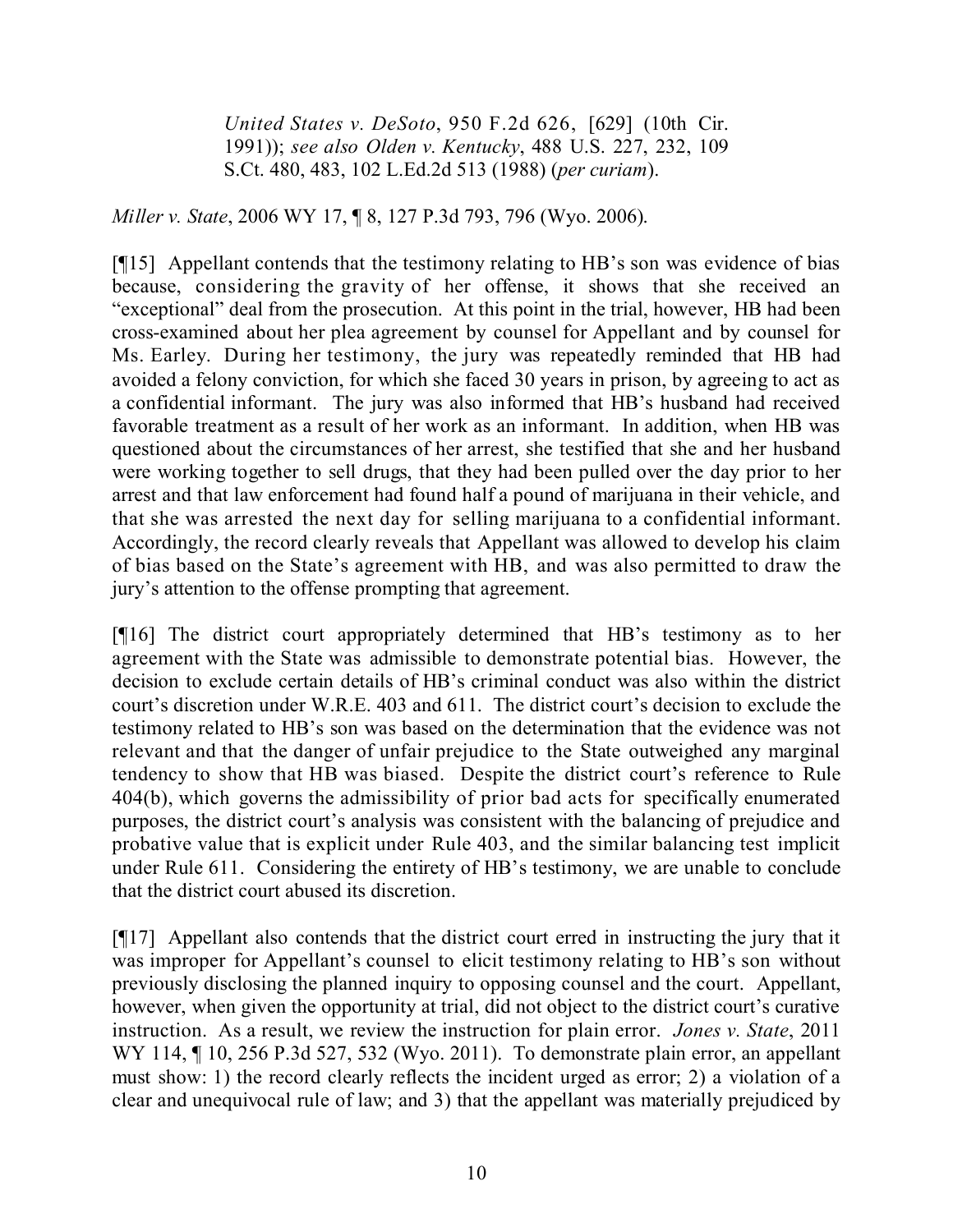> *United States v. DeSoto*, 950 F.2d 626, [629] (10th Cir. 1991)); *see also Olden v. Kentucky*, 488 U.S. 227, 232, 109 S.Ct. 480, 483, 102 L.Ed.2d 513 (1988) (*per curiam*).

*Miller v. State*, 2006 WY 17, ¶ 8, 127 P.3d 793, 796 (Wyo. 2006).

[¶15] Appellant contends that the testimony relating to HB's son was evidence of bias because, considering the gravity of her offense, it shows that she received an "exceptional" deal from the prosecution. At this point in the trial, however, HB had been cross-examined about her plea agreement by counsel for Appellant and by counsel for Ms. Earley. During her testimony, the jury was repeatedly reminded that HB had avoided a felony conviction, for which she faced 30 years in prison, by agreeing to act as a confidential informant. The jury was also informed that HB's husband had received favorable treatment as a result of her work as an informant. In addition, when HB was questioned about the circumstances of her arrest, she testified that she and her husband were working together to sell drugs, that they had been pulled over the day prior to her arrest and that law enforcement had found half a pound of marijuana in their vehicle, and that she was arrested the next day for selling marijuana to a confidential informant. Accordingly, the record clearly reveals that Appellant was allowed to develop his claim of bias based on the State's agreement with HB, and was also permitted to draw the jury's attention to the offense prompting that agreement.

[¶16] The district court appropriately determined that HB's testimony as to her agreement with the State was admissible to demonstrate potential bias. However, the decision to exclude certain details of HB's criminal conduct was also within the district court's discretion under W.R.E. 403 and 611. The district court's decision to exclude the testimony related to HB's son was based on the determination that the evidence was not relevant and that the danger of unfair prejudice to the State outweighed any marginal tendency to show that HB was biased. Despite the district court's reference to Rule 404(b), which governs the admissibility of prior bad acts for specifically enumerated purposes, the district court's analysis was consistent with the balancing of prejudice and probative value that is explicit under Rule 403, and the similar balancing test implicit under Rule 611. Considering the entirety of HB's testimony, we are unable to conclude that the district court abused its discretion.

[¶17] Appellant also contends that the district court erred in instructing the jury that it was improper for Appellant's counsel to elicit testimony relating to HB's son without previously disclosing the planned inquiry to opposing counsel and the court. Appellant, however, when given the opportunity at trial, did not object to the district court's curative instruction. As a result, we review the instruction for plain error. *Jones v. State*, 2011 WY 114, ¶ 10, 256 P.3d 527, 532 (Wyo. 2011). To demonstrate plain error, an appellant must show: 1) the record clearly reflects the incident urged as error; 2) a violation of a clear and unequivocal rule of law; and 3) that the appellant was materially prejudiced by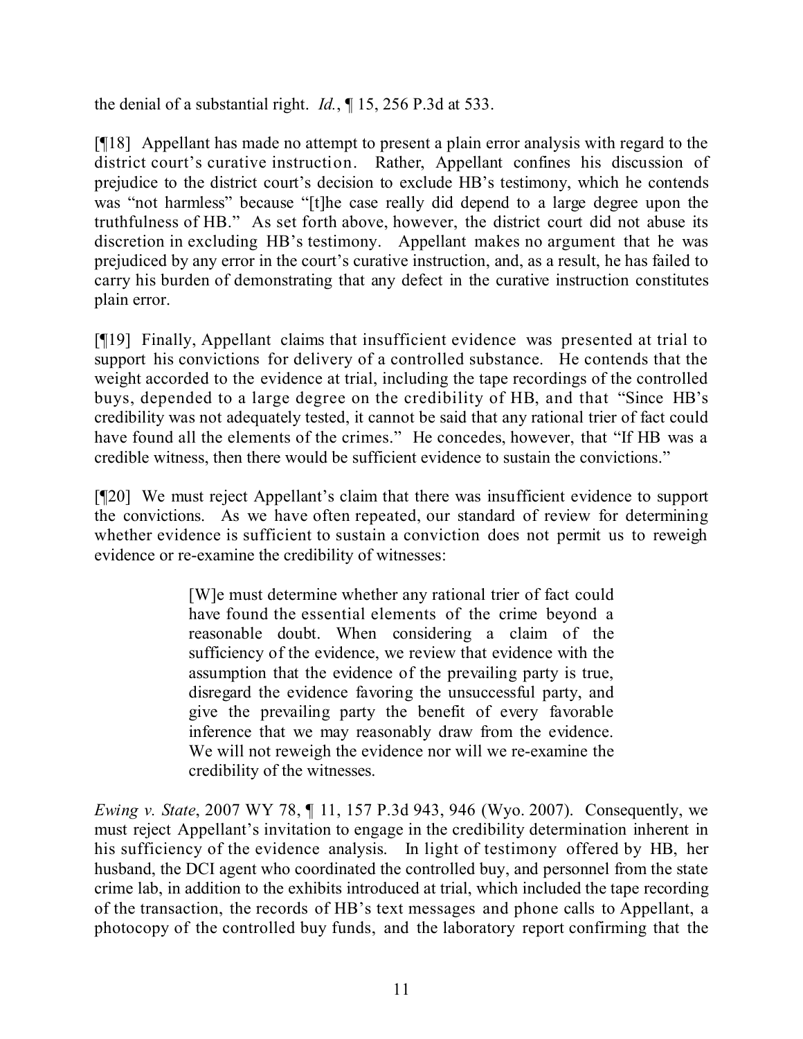the denial of a substantial right. *Id.*, ¶ 15, 256 P.3d at 533.

[¶18] Appellant has made no attempt to present a plain error analysis with regard to the district court's curative instruction. Rather, Appellant confines his discussion of prejudice to the district court's decision to exclude HB's testimony, which he contends was "not harmless" because "[t]he case really did depend to a large degree upon the truthfulness of HB." As set forth above, however, the district court did not abuse its discretion in excluding HB's testimony. Appellant makes no argument that he was prejudiced by any error in the court's curative instruction, and, as a result, he has failed to carry his burden of demonstrating that any defect in the curative instruction constitutes plain error.

[¶19] Finally, Appellant claims that insufficient evidence was presented at trial to support his convictions for delivery of a controlled substance. He contends that the weight accorded to the evidence at trial, including the tape recordings of the controlled buys, depended to a large degree on the credibility of HB, and that "Since HB's credibility was not adequately tested, it cannot be said that any rational trier of fact could have found all the elements of the crimes." He concedes, however, that "If HB was a credible witness, then there would be sufficient evidence to sustain the convictions."

[¶20] We must reject Appellant's claim that there was insufficient evidence to support the convictions. As we have often repeated, our standard of review for determining whether evidence is sufficient to sustain a conviction does not permit us to reweigh evidence or re-examine the credibility of witnesses:

> [W]e must determine whether any rational trier of fact could have found the essential elements of the crime beyond a reasonable doubt. When considering a claim of the sufficiency of the evidence, we review that evidence with the assumption that the evidence of the prevailing party is true, disregard the evidence favoring the unsuccessful party, and give the prevailing party the benefit of every favorable inference that we may reasonably draw from the evidence. We will not reweigh the evidence nor will we re-examine the credibility of the witnesses.

*Ewing v. State*, 2007 WY 78, ¶ 11, 157 P.3d 943, 946 (Wyo. 2007). Consequently, we must reject Appellant's invitation to engage in the credibility determination inherent in his sufficiency of the evidence analysis. In light of testimony offered by HB, her husband, the DCI agent who coordinated the controlled buy, and personnel from the state crime lab, in addition to the exhibits introduced at trial, which included the tape recording of the transaction, the records of HB's text messages and phone calls to Appellant, a photocopy of the controlled buy funds, and the laboratory report confirming that the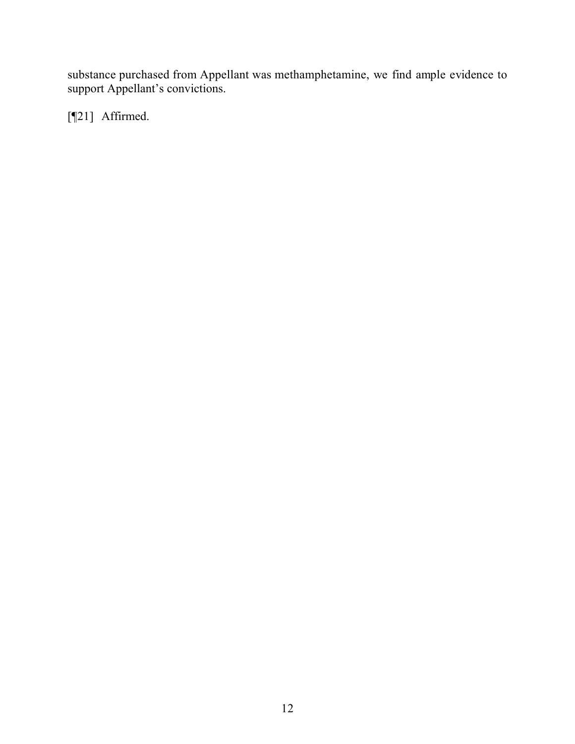substance purchased from Appellant was methamphetamine, we find ample evidence to support Appellant's convictions.

[¶21] Affirmed.